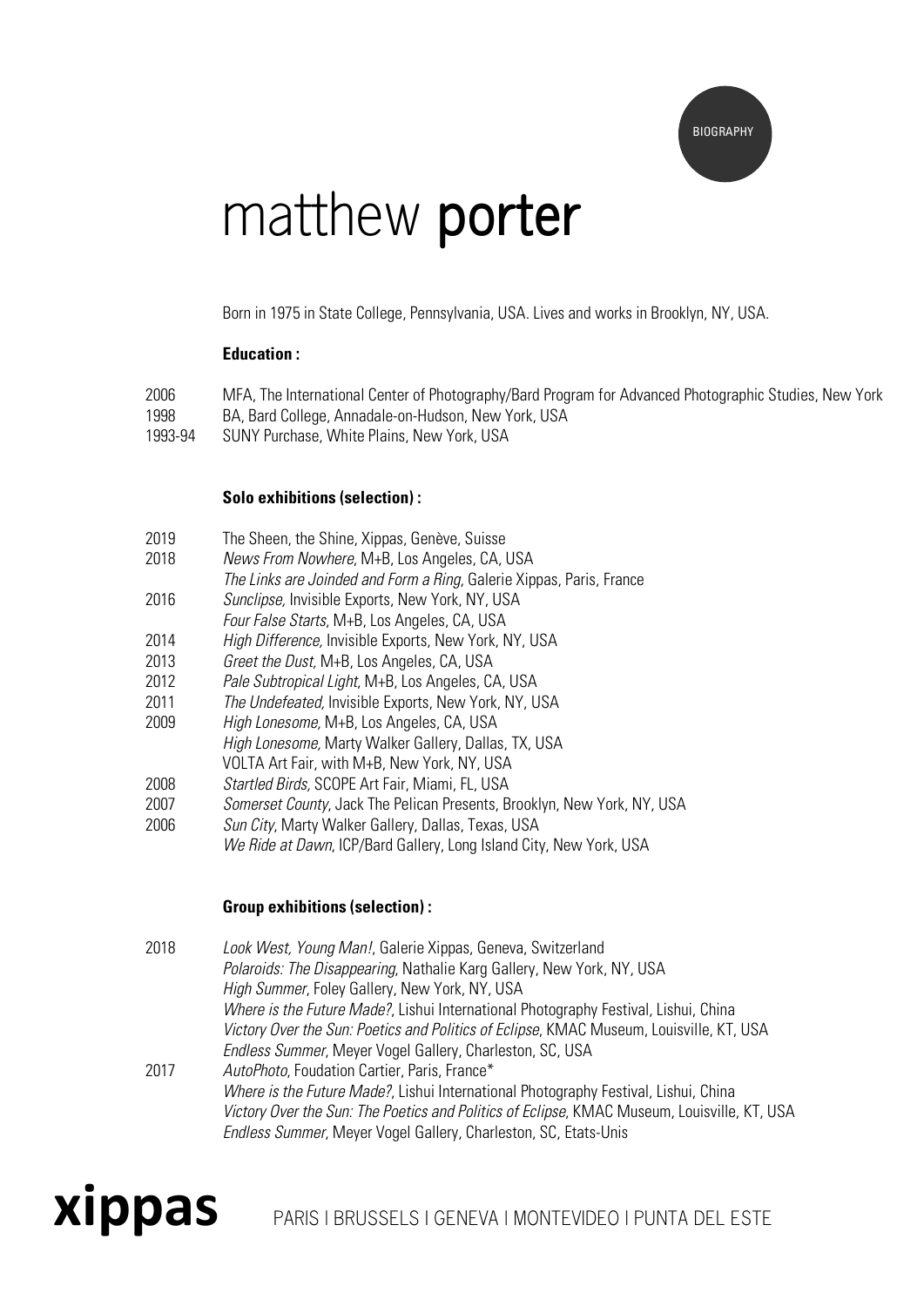BIOGRAPHY

# matthew **porter**

Born in 1975 in State College, Pennsylvania, USA. Lives and works in Brooklyn, NY, USA.

**Education :**

2006 MFA, The International Center of Photography/Bard Program for Advanced Photographic Studies, New York
1998 BA, Bard College, Annadale-on-Hudson, New York, USA
1993-94 SUNY Purchase, White Plains, New York, USA

**Solo exhibitions (selection) :**

2019 The Sheen, the Shine, Xippas, Genève, Suisse
2018 *News From Nowhere*, M+B, Los Angeles, CA, USA
*The Links are Joinded and Form a Ring*, Galerie Xippas, Paris, France
2016 *Sunclipse,* Invisible Exports, New York, NY, USA
*Four False Starts*, M+B, Los Angeles, CA, USA
2014 *High Difference,* Invisible Exports, New York, NY, USA
2013 *Greet the Dust,* M+B, Los Angeles, CA, USA
2012 *Pale Subtropical Light*, M+B, Los Angeles, CA, USA
2011 *The Undefeated,* Invisible Exports, New York, NY, USA
2009 *High Lonesome,* M+B, Los Angeles, CA, USA
*High Lonesome,* Marty Walker Gallery, Dallas, TX, USA
VOLTA Art Fair, with M+B, New York, NY, USA
2008 *Startled Birds,* SCOPE Art Fair, Miami, FL, USA
2007 *Somerset County*, Jack The Pelican Presents, Brooklyn, New York, NY, USA
2006 *Sun City*, Marty Walker Gallery, Dallas, Texas, USA
*We Ride at Dawn*, ICP/Bard Gallery, Long Island City, New York, USA

**Group exhibitions (selection) :**

2018 *Look West, Young Man!*, Galerie Xippas, Geneva, Switzerland
*Polaroids: The Disappearing*, Nathalie Karg Gallery, New York, NY, USA
*High Summer*, Foley Gallery, New York, NY, USA
*Where is the Future Made?*, Lishui International Photography Festival, Lishui, China
*Victory Over the Sun: Poetics and Politics of Eclipse*, KMAC Museum, Louisville, KT, USA
*Endless Summer*, Meyer Vogel Gallery, Charleston, SC, USA
2017 *AutoPhoto*, Foudation Cartier, Paris, France*
*Where is the Future Made?*, Lishui International Photography Festival, Lishui, China
*Victory Over the Sun: The Poetics and Politics of Eclipse*, KMAC Museum, Louisville, KT, USA
*Endless Summer*, Meyer Vogel Gallery, Charleston, SC, Etats-Unis

**xippas** PARIS | BRUSSELS | GENEVA | MONTEVIDEO | PUNTA DEL ESTE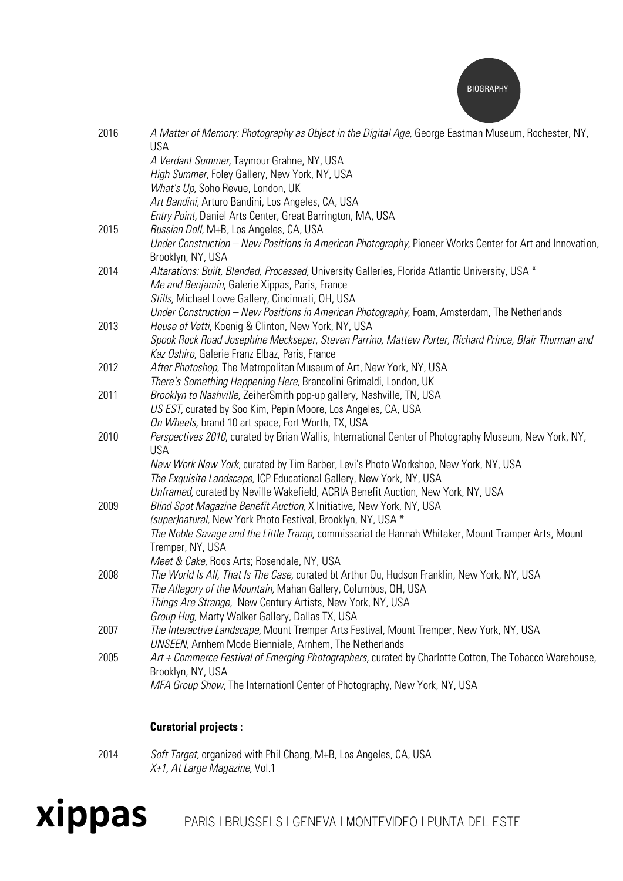| | |
|---|---|
| 2016 | *A Matter of Memory: Photography as Object in the Digital Age,* George Eastman Museum, Rochester, NY, USA |
| | *A Verdant Summer,* Taymour Grahne, NY, USA |
| | *High Summer,* Foley Gallery, New York, NY, USA |
| | *What's Up,* Soho Revue, London, UK |
| | *Art Bandini,* Arturo Bandini, Los Angeles, CA, USA |
| | *Entry Point,* Daniel Arts Center, Great Barrington, MA, USA |
| 2015 | *Russian Doll,* M+B, Los Angeles, CA, USA |
| | *Under Construction – New Positions in American Photography,* Pioneer Works Center for Art and Innovation, Brooklyn, NY, USA |
| 2014 | *Altarations: Built, Blended, Processed,* University Galleries, Florida Atlantic University, USA * |
| | *Me and Benjamin*, Galerie Xippas, Paris, France |
| | *Stills,* Michael Lowe Gallery, Cincinnati, OH, USA |
| | *Under Construction – New Positions in American Photography*, Foam, Amsterdam, The Netherlands |
| 2013 | *House of Vetti*, Koenig & Clinton, New York, NY, USA |
| | *Spook Rock Road Josephine Meckseper, Steven Parrino, Mattew Porter, Richard Prince, Blair Thurman and Kaz Oshiro*, Galerie Franz Elbaz, Paris, France |
| 2012 | *After Photoshop*, The Metropolitan Museum of Art, New York, NY, USA |
| | *There's Something Happening Here*, Brancolini Grimaldi, London, UK |
| 2011 | *Brooklyn to Nashville*, ZeiherSmith pop-up gallery, Nashville, TN, USA |
| | *US EST*, curated by Soo Kim, Pepin Moore, Los Angeles, CA, USA |
| | *On Wheels,* brand 10 art space, Fort Worth, TX, USA |
| 2010 | *Perspectives 2010*, curated by Brian Wallis, International Center of Photography Museum, New York, NY, USA |
| | *New Work New York*, curated by Tim Barber, Levi's Photo Workshop, New York, NY, USA |
| | *The Exquisite Landscape,* ICP Educational Gallery, New York, NY, USA |
| | *Unframed,* curated by Neville Wakefield, ACRIA Benefit Auction, New York, NY, USA |
| 2009 | *Blind Spot Magazine Benefit Auction,* X Initiative, New York, NY, USA |
| | *(super)natural,* New York Photo Festival, Brooklyn, NY, USA * |
| | *The Noble Savage and the Little Tramp,* commissariat de Hannah Whitaker, Mount Tramper Arts, Mount Tremper, NY, USA |
| | *Meet & Cake,* Roos Arts; Rosendale, NY, USA |
| 2008 | *The World Is All, That Is The Case,* curated bt Arthur Ou, Hudson Franklin, New York, NY, USA |
| | *The Allegory of the Mountain,* Mahan Gallery, Columbus, OH, USA |
| | *Things Are Strange,* New Century Artists, New York, NY, USA |
| | *Group Hug,* Marty Walker Gallery, Dallas TX, USA |
| 2007 | *The Interactive Landscape,* Mount Tremper Arts Festival, Mount Tremper, New York, NY, USA |
| | *UNSEEN,* Arnhem Mode Bienniale, Arnhem, The Netherlands |
| 2005 | *Art + Commerce Festival of Emerging Photographers,* curated by Charlotte Cotton, The Tobacco Warehouse, Brooklyn, NY, USA |
| | *MFA Group Show,* The Internationl Center of Photography, New York, NY, USA |

**Curatorial projects :**

| | |
|---|---|
| 2014 | *Soft Target,* organized with Phil Chang, M+B, Los Angeles, CA, USA |
| | *X+1, At Large Magazine,* Vol.1 |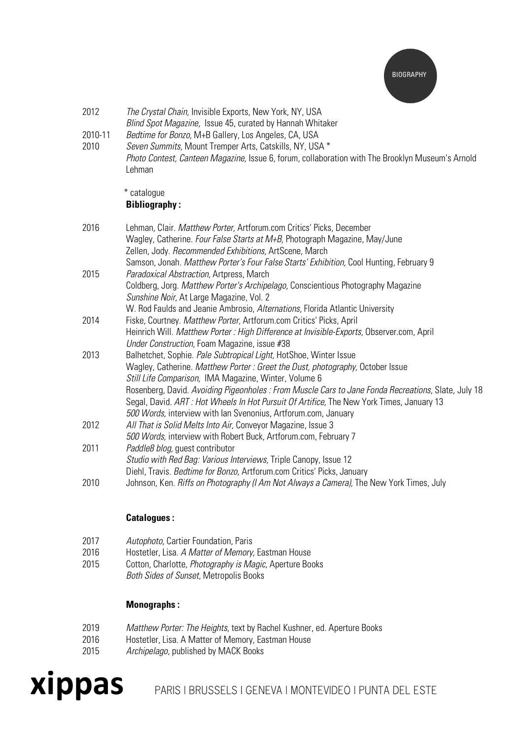2012 *The Crystal Chain,* Invisible Exports, New York, NY, USA
*Blind Spot Magazine,* Issue 45, curated by Hannah Whitaker

2010-11 *Bedtime for Bonzo,* M+B Gallery, Los Angeles, CA, USA

2010 *Seven Summits,* Mount Tremper Arts, Catskills, NY, USA *
*Photo Contest, Canteen Magazine,* Issue 6, forum, collaboration with The Brooklyn Museum's Arnold Lehman

\* catalogue

**Bibliography :**

2016 Lehman, Clair. *Matthew Porter,* Artforum.com Critics' Picks, December
Wagley, Catherine. *Four False Starts at M+B,* Photograph Magazine, May/June
Zellen, Jody. *Recommended Exhibitions,* ArtScene, March
Samson, Jonah. *Matthew Porter's Four False Starts' Exhibition,* Cool Hunting, February 9

2015 *Paradoxical Abstraction,* Artpress, March
Coldberg, Jorg. *Matthew Porter's Archipelago,* Conscientious Photography Magazine
*Sunshine Noir,* At Large Magazine, Vol. 2
W. Rod Faulds and Jeanie Ambrosio, *Alternations,* Florida Atlantic University

2014 Fiske, Courtney. *Matthew Porter,* Artforum.com Critics' Picks, April
Heinrich Will. *Matthew Porter : High Difference at Invisible-Exports,* Observer.com, April
*Under Construction,* Foam Magazine, issue #38

2013 Balhetchet, Sophie. *Pale Subtropical Light,* HotShoe, Winter Issue
Wagley, Catherine. *Matthew Porter : Greet the Dust, photography,* October Issue
*Still Life Comparison,* IMA Magazine, Winter, Volume 6
Rosenberg, David. *Avoiding Pigeonholes : From Muscle Cars to Jane Fonda Recreations,* Slate, July 18
Segal, David. *ART : Hot Wheels In Hot Pursuit Of Artifice,* The New York Times, January 13
*500 Words,* interview with Ian Svenonius, Artforum.com, January

2012 *All That is Solid Melts Into Air,* Conveyor Magazine, Issue 3
*500 Words,* interview with Robert Buck, Artforum.com, February 7

2011 *Paddle8 blog,* guest contributor
*Studio with Red Bag: Various Interviews,* Triple Canopy, Issue 12
Diehl, Travis. *Bedtime for Bonzo,* Artforum.com Critics' Picks, January

2010 Johnson, Ken. *Riffs on Photography (I Am Not Always a Camera),* The New York Times, July

**Catalogues :**

2017 *Autophoto*, Cartier Foundation, Paris

2016 Hostetler, Lisa. *A Matter of Memory,* Eastman House

2015 Cotton, Charlotte, *Photography is Magic,* Aperture Books
*Both Sides of Sunset,* Metropolis Books

**Monographs :**

2019 *Matthew Porter: The Heights*, text by Rachel Kushner, ed. Aperture Books

2016 Hostetler, Lisa. A Matter of Memory, Eastman House

2015 *Archipelago*, published by MACK Books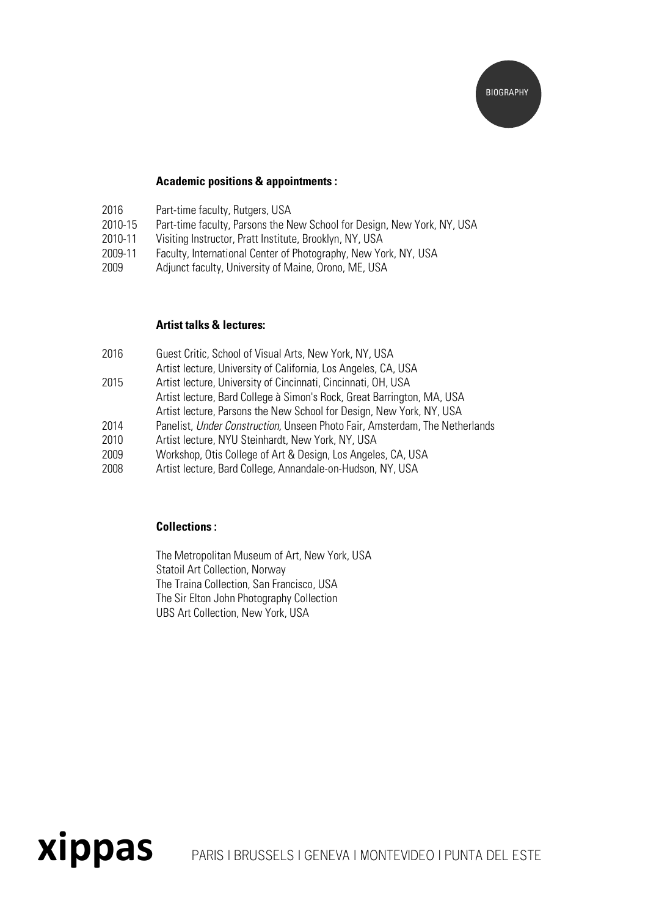**Academic positions & appointments :**

| | |
|---|---|
| 2016 | Part-time faculty, Rutgers, USA |
| 2010-15 | Part-time faculty, Parsons the New School for Design, New York, NY, USA |
| 2010-11 | Visiting Instructor, Pratt Institute, Brooklyn, NY, USA |
| 2009-11 | Faculty, International Center of Photography, New York, NY, USA |
| 2009 | Adjunct faculty, University of Maine, Orono, ME, USA |

**Artist talks & lectures:**

| | |
|---|---|
| 2016 | Guest Critic, School of Visual Arts, New York, NY, USA |
| | Artist lecture, University of California, Los Angeles, CA, USA |
| 2015 | Artist lecture, University of Cincinnati, Cincinnati, OH, USA |
| | Artist lecture, Bard College à Simon's Rock, Great Barrington, MA, USA |
| | Artist lecture, Parsons the New School for Design, New York, NY, USA |
| 2014 | Panelist, *Under Construction,* Unseen Photo Fair, Amsterdam, The Netherlands |
| 2010 | Artist lecture, NYU Steinhardt, New York, NY, USA |
| 2009 | Workshop, Otis College of Art & Design, Los Angeles, CA, USA |
| 2008 | Artist lecture, Bard College, Annandale-on-Hudson, NY, USA |

**Collections :**

The Metropolitan Museum of Art, New York, USA
Statoil Art Collection, Norway
The Traina Collection, San Francisco, USA
The Sir Elton John Photography Collection
UBS Art Collection, New York, USA